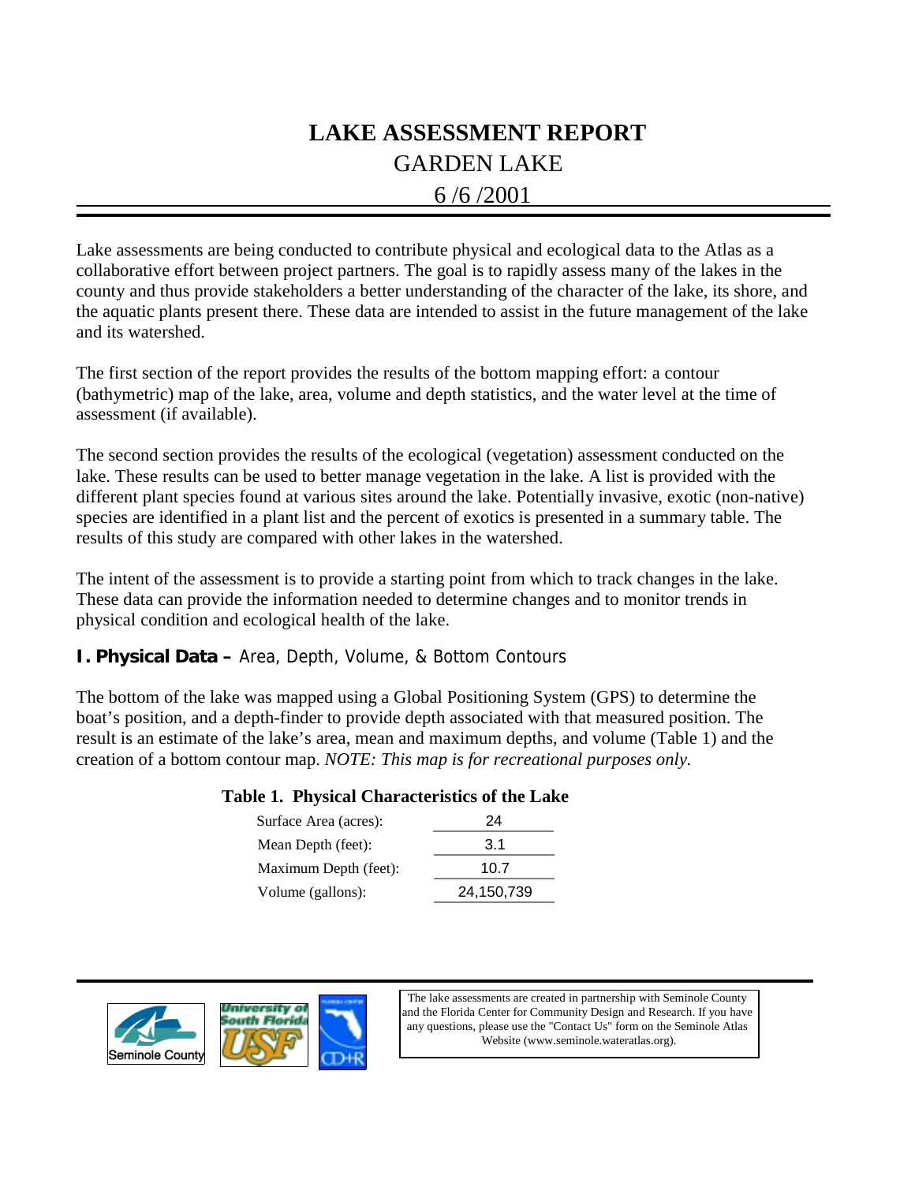# LAKE ASSESSMENT REPORT

## GARDEN LAKE

## 6 /6 /2001

Lake assessments are being conducted to contribute physical and ecological data to the Atlas as a collaborative effort between project partners. The goal is to rapidly assess many of the lakes in the county and thus provide stakeholders a better understanding of the character of the lake, its shore, and the aquatic plants present there. These data are intended to assist in the future management of the lake and its watershed.

The first section of the report provides the results of the bottom mapping effort: a contour (bathymetric) map of the lake, area, volume and depth statistics, and the water level at the time of assessment (if available).

The second section provides the results of the ecological (vegetation) assessment conducted on the lake. These results can be used to better manage vegetation in the lake. A list is provided with the different plant species found at various sites around the lake. Potentially invasive, exotic (non-native) species are identified in a plant list and the percent of exotics is presented in a summary table. The results of this study are compared with other lakes in the watershed.

The intent of the assessment is to provide a starting point from which to track changes in the lake. These data can provide the information needed to determine changes and to monitor trends in physical condition and ecological health of the lake.

### I. Physical Data – Area, Depth, Volume, & Bottom Contours

The bottom of the lake was mapped using a Global Positioning System (GPS) to determine the boat's position, and a depth-finder to provide depth associated with that measured position. The result is an estimate of the lake's area, mean and maximum depths, and volume (Table 1) and the creation of a bottom contour map. *NOTE: This map is for recreational purposes only.*

**Table 1. Physical Characteristics of the Lake**

| | |
|---|---|
| Surface Area (acres): | 24 |
| Mean Depth (feet): | 3.1 |
| Maximum Depth (feet): | 10.7 |
| Volume (gallons): | 24,150,739 |

The lake assessments are created in partnership with Seminole County and the Florida Center for Community Design and Research. If you have any questions, please use the "Contact Us" form on the Seminole Atlas Website (www.seminole.wateratlas.org).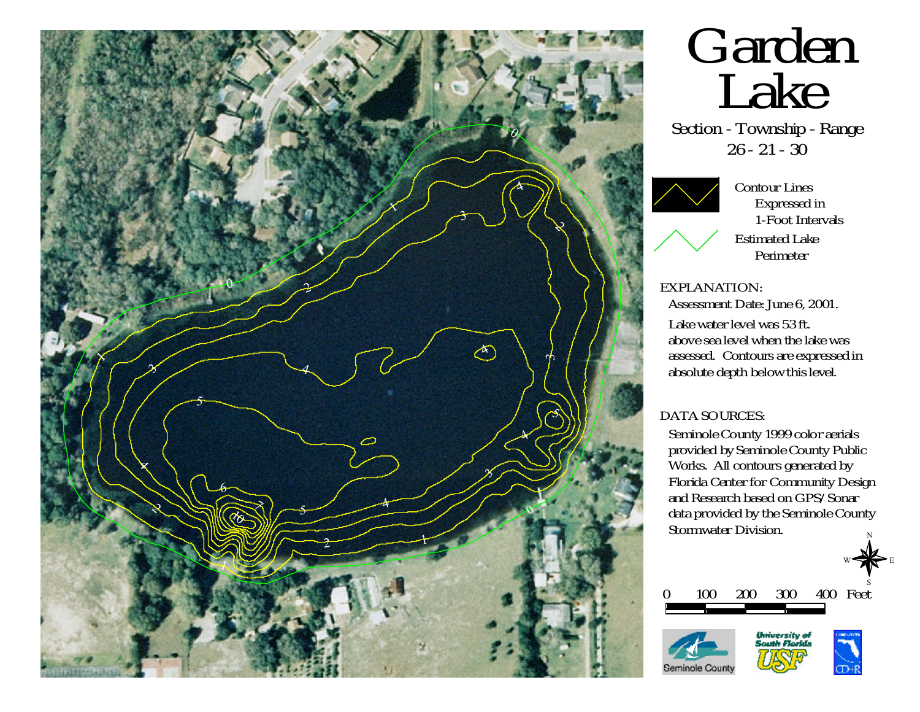# Garden Lake

Section - Township - Range
26 - 21 - 30

Contour Lines Expressed in 1-Foot Intervals

Estimated Lake Perimeter

EXPLANATION:

Assessment Date: June 6, 2001.

Lake water level was 53 ft. above sea level when the lake was assessed. Contours are expressed in absolute depth below this level.

DATA SOURCES:

Seminole County 1999 color aerials provided by Seminole County Public Works. All contours generated by Florida Center for Community Design and Research based on GPS/Sonar data provided by the Seminole County Stormwater Division.

0 100 200 300 400 Feet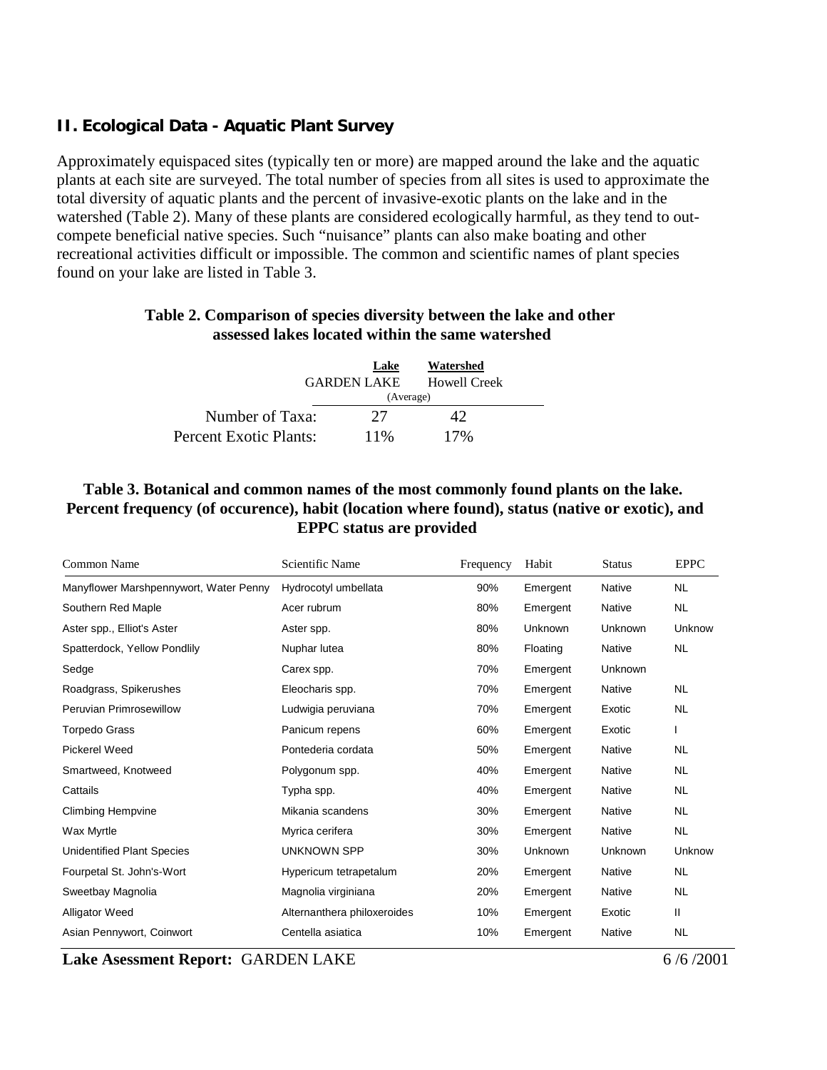## II. Ecological Data - Aquatic Plant Survey

Approximately equispaced sites (typically ten or more) are mapped around the lake and the aquatic plants at each site are surveyed. The total number of species from all sites is used to approximate the total diversity of aquatic plants and the percent of invasive-exotic plants on the lake and in the watershed (Table 2). Many of these plants are considered ecologically harmful, as they tend to out-compete beneficial native species. Such "nuisance" plants can also make boating and other recreational activities difficult or impossible. The common and scientific names of plant species found on your lake are listed in Table 3.

**Table 2. Comparison of species diversity between the lake and other assessed lakes located within the same watershed**

| | Lake | Watershed |
|---|---|---|
| | GARDEN LAKE | Howell Creek (Average) |
| Number of Taxa: | 27 | 42 |
| Percent Exotic Plants: | 11% | 17% |

**Table 3. Botanical and common names of the most commonly found plants on the lake. Percent frequency (of occurence), habit (location where found), status (native or exotic), and EPPC status are provided**

| Common Name | Scientific Name | Frequency | Habit | Status | EPPC |
|---|---|---|---|---|---|
| Manyflower Marshpennywort, Water Penny | Hydrocotyl umbellata | 90% | Emergent | Native | NL |
| Southern Red Maple | Acer rubrum | 80% | Emergent | Native | NL |
| Aster spp., Elliot's Aster | Aster spp. | 80% | Unknown | Unknown | Unknow |
| Spatterdock, Yellow Pondlily | Nuphar lutea | 80% | Floating | Native | NL |
| Sedge | Carex spp. | 70% | Emergent | Unknown | |
| Roadgrass, Spikerushes | Eleocharis spp. | 70% | Emergent | Native | NL |
| Peruvian Primrosewillow | Ludwigia peruviana | 70% | Emergent | Exotic | NL |
| Torpedo Grass | Panicum repens | 60% | Emergent | Exotic | I |
| Pickerel Weed | Pontederia cordata | 50% | Emergent | Native | NL |
| Smartweed, Knotweed | Polygonum spp. | 40% | Emergent | Native | NL |
| Cattails | Typha spp. | 40% | Emergent | Native | NL |
| Climbing Hempvine | Mikania scandens | 30% | Emergent | Native | NL |
| Wax Myrtle | Myrica cerifera | 30% | Emergent | Native | NL |
| Unidentified Plant Species | UNKNOWN SPP | 30% | Unknown | Unknown | Unknow |
| Fourpetal St. John's-Wort | Hypericum tetrapetalum | 20% | Emergent | Native | NL |
| Sweetbay Magnolia | Magnolia virginiana | 20% | Emergent | Native | NL |
| Alligator Weed | Alternanthera philoxeroides | 10% | Emergent | Exotic | II |
| Asian Pennywort, Coinwort | Centella asiatica | 10% | Emergent | Native | NL |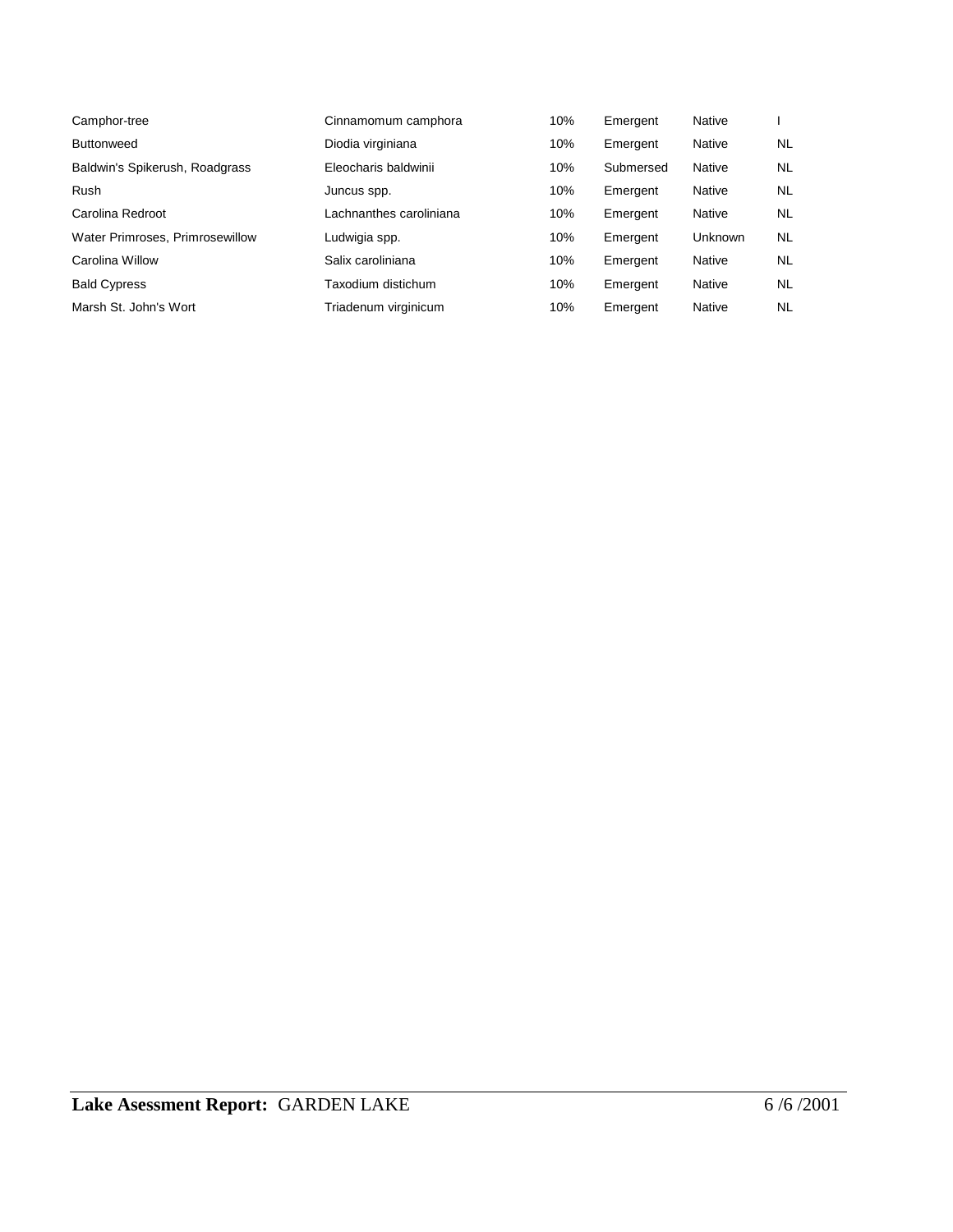| | | | | | |
|---|---|---|---|---|---|
| Camphor-tree | Cinnamomum camphora | 10% | Emergent | Native | I |
| Buttonweed | Diodia virginiana | 10% | Emergent | Native | NL |
| Baldwin's Spikerush, Roadgrass | Eleocharis baldwinii | 10% | Submersed | Native | NL |
| Rush | Juncus spp. | 10% | Emergent | Native | NL |
| Carolina Redroot | Lachnanthes caroliniana | 10% | Emergent | Native | NL |
| Water Primroses, Primrosewillow | Ludwigia spp. | 10% | Emergent | Unknown | NL |
| Carolina Willow | Salix caroliniana | 10% | Emergent | Native | NL |
| Bald Cypress | Taxodium distichum | 10% | Emergent | Native | NL |
| Marsh St. John's Wort | Triadenum virginicum | 10% | Emergent | Native | NL |